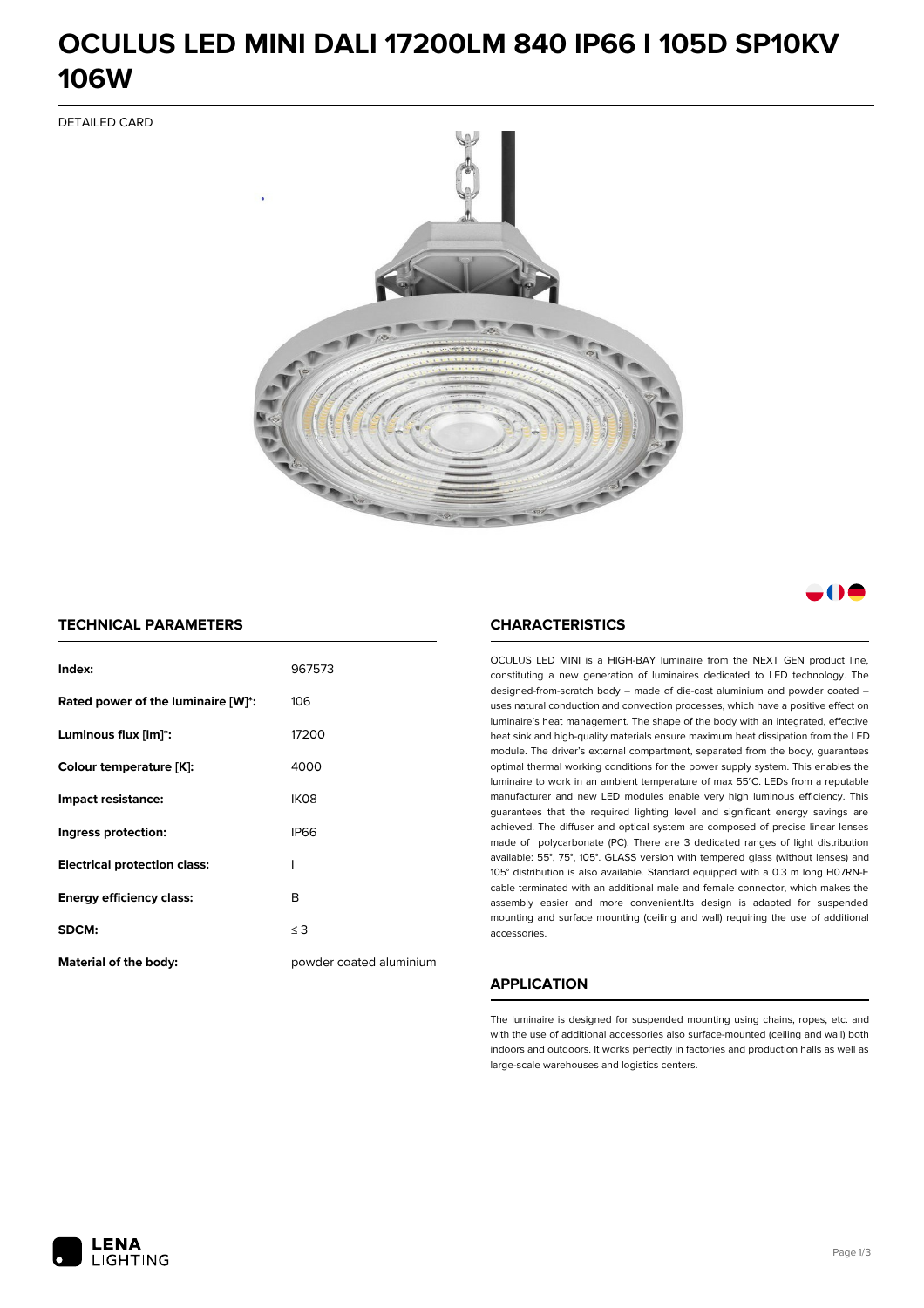# OCULUS LED MINI DALI 17200LM 840 IP66 I 105D SP10KV 106W

DETAILED CARD

## TECHNICAL PARAMETERS

| | |
|---|---|
| **Index:** | 967573 |
| **Rated power of the luminaire [W]*:** | 106 |
| **Luminous flux [lm]*:** | 17200 |
| **Colour temperature [K]:** | 4000 |
| **Impact resistance:** | IK08 |
| **Ingress protection:** | IP66 |
| **Electrical protection class:** | I |
| **Energy efficiency class:** | B |
| **SDCM:** | ≤ 3 |
| **Material of the body:** | powder coated aluminium |

## CHARACTERISTICS

OCULUS LED MINI is a HIGH-BAY luminaire from the NEXT GEN product line, constituting a new generation of luminaires dedicated to LED technology. The designed-from-scratch body – made of die-cast aluminium and powder coated – uses natural conduction and convection processes, which have a positive effect on luminaire's heat management. The shape of the body with an integrated, effective heat sink and high-quality materials ensure maximum heat dissipation from the LED module. The driver's external compartment, separated from the body, guarantees optimal thermal working conditions for the power supply system. This enables the luminaire to work in an ambient temperature of max 55°C. LEDs from a reputable manufacturer and new LED modules enable very high luminous efficiency. This guarantees that the required lighting level and significant energy savings are achieved. The diffuser and optical system are composed of precise linear lenses made of polycarbonate (PC). There are 3 dedicated ranges of light distribution available: 55°, 75°, 105°. GLASS version with tempered glass (without lenses) and 105° distribution is also available. Standard equipped with a 0.3 m long H07RN-F cable terminated with an additional male and female connector, which makes the assembly easier and more convenient.Its design is adapted for suspended mounting and surface mounting (ceiling and wall) requiring the use of additional accessories.

## APPLICATION

The luminaire is designed for suspended mounting using chains, ropes, etc. and with the use of additional accessories also surface-mounted (ceiling and wall) both indoors and outdoors. It works perfectly in factories and production halls as well as large-scale warehouses and logistics centers.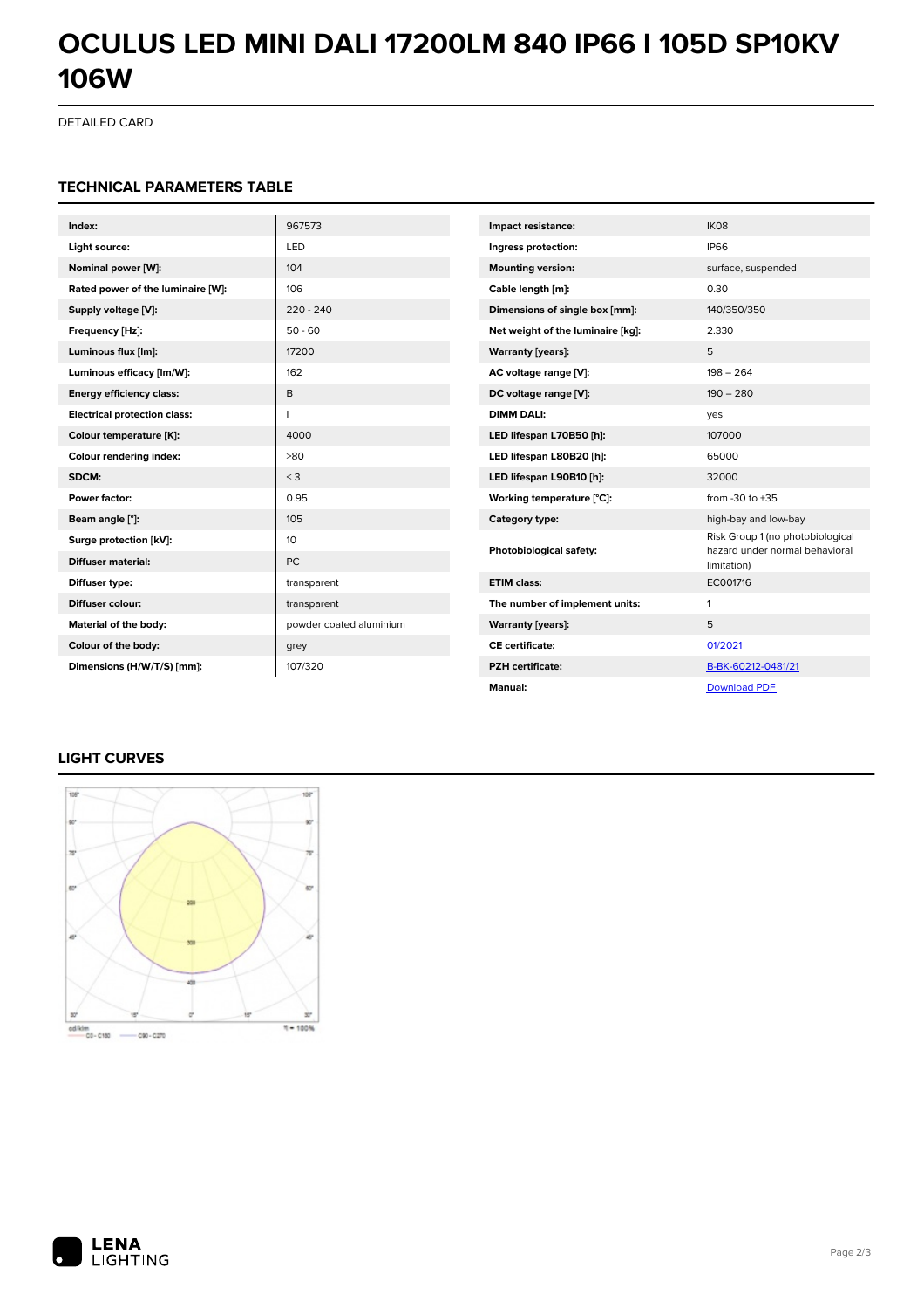# OCULUS LED MINI DALI 17200LM 840 IP66 I 105D SP10KV 106W

DETAILED CARD

## TECHNICAL PARAMETERS TABLE

| | |
|---|---|
| **Index:** | 967573 |
| **Light source:** | LED |
| **Nominal power [W]:** | 104 |
| **Rated power of the luminaire [W]:** | 106 |
| **Supply voltage [V]:** | 220 - 240 |
| **Frequency [Hz]:** | 50 - 60 |
| **Luminous flux [lm]:** | 17200 |
| **Luminous efficacy [lm/W]:** | 162 |
| **Energy efficiency class:** | B |
| **Electrical protection class:** | I |
| **Colour temperature [K]:** | 4000 |
| **Colour rendering index:** | >80 |
| **SDCM:** | ≤ 3 |
| **Power factor:** | 0.95 |
| **Beam angle [°]:** | 105 |
| **Surge protection [kV]:** | 10 |
| **Diffuser material:** | PC |
| **Diffuser type:** | transparent |
| **Diffuser colour:** | transparent |
| **Material of the body:** | powder coated aluminium |
| **Colour of the body:** | grey |
| **Dimensions (H/W/T/S) [mm]:** | 107/320 |

| | |
|---|---|
| **Impact resistance:** | IK08 |
| **Ingress protection:** | IP66 |
| **Mounting version:** | surface, suspended |
| **Cable length [m]:** | 0.30 |
| **Dimensions of single box [mm]:** | 140/350/350 |
| **Net weight of the luminaire [kg]:** | 2.330 |
| **Warranty [years]:** | 5 |
| **AC voltage range [V]:** | 198 – 264 |
| **DC voltage range [V]:** | 190 – 280 |
| **DIMM DALI:** | yes |
| **LED lifespan L70B50 [h]:** | 107000 |
| **LED lifespan L80B20 [h]:** | 65000 |
| **LED lifespan L90B10 [h]:** | 32000 |
| **Working temperature [°C]:** | from -30 to +35 |
| **Category type:** | high-bay and low-bay |
| **Photobiological safety:** | Risk Group 1 (no photobiological hazard under normal behavioral limitation) |
| **ETIM class:** | EC001716 |
| **The number of implement units:** | 1 |
| **Warranty [years]:** | 5 |
| **CE certificate:** | 01/2021 |
| **PZH certificate:** | B-BK-60212-0481/21 |
| **Manual:** | Download PDF |

## LIGHT CURVES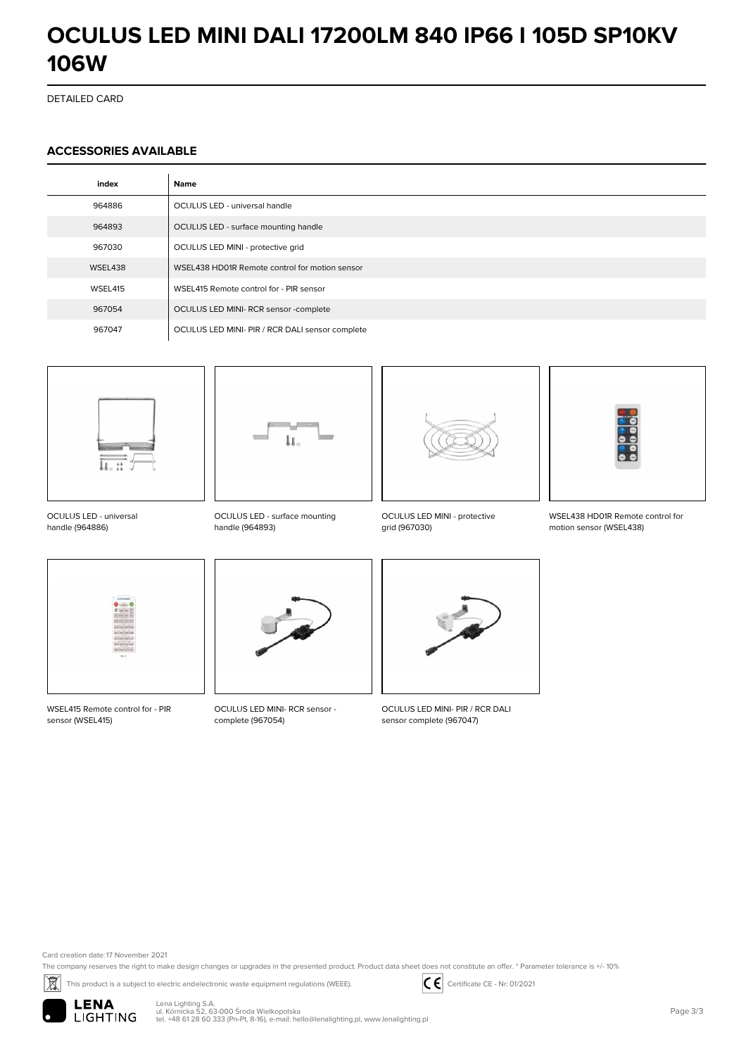# OCULUS LED MINI DALI 17200LM 840 IP66 I 105D SP10KV 106W

DETAILED CARD

## ACCESSORIES AVAILABLE

| index | Name |
|---|---|
| 964886 | OCULUS LED - universal handle |
| 964893 | OCULUS LED - surface mounting handle |
| 967030 | OCULUS LED MINI - protective grid |
| WSEL438 | WSEL438 HD01R Remote control for motion sensor |
| WSEL415 | WSEL415 Remote control for - PIR sensor |
| 967054 | OCULUS LED MINI- RCR sensor -complete |
| 967047 | OCULUS LED MINI- PIR / RCR DALI sensor complete |

OCULUS LED - universal handle (964886)

OCULUS LED - surface mounting handle (964893)

OCULUS LED MINI - protective grid (967030)

WSEL438 HD01R Remote control for motion sensor (WSEL438)

WSEL415 Remote control for - PIR sensor (WSEL415)

OCULUS LED MINI- RCR sensor - complete (967054)

OCULUS LED MINI- PIR / RCR DALI sensor complete (967047)

Card creation date: 17 November 2021

The company reserves the right to make design changes or upgrades in the presented product. Product data sheet does not constitute an offer. * Parameter tolerance is +/- 10%

This product is a subject to electric andelectronic waste equipment regulations (WEEE).

Certificate CE - Nr: 01/2021

Lena Lighting S.A.
ul. Kórnicka 52, 63-000 Środa Wielkopolska
tel. +48 61 28 60 333 (Pn-Pt, 8-16), e-mail: hello@lenalighting.pl, www.lenalighting.pl